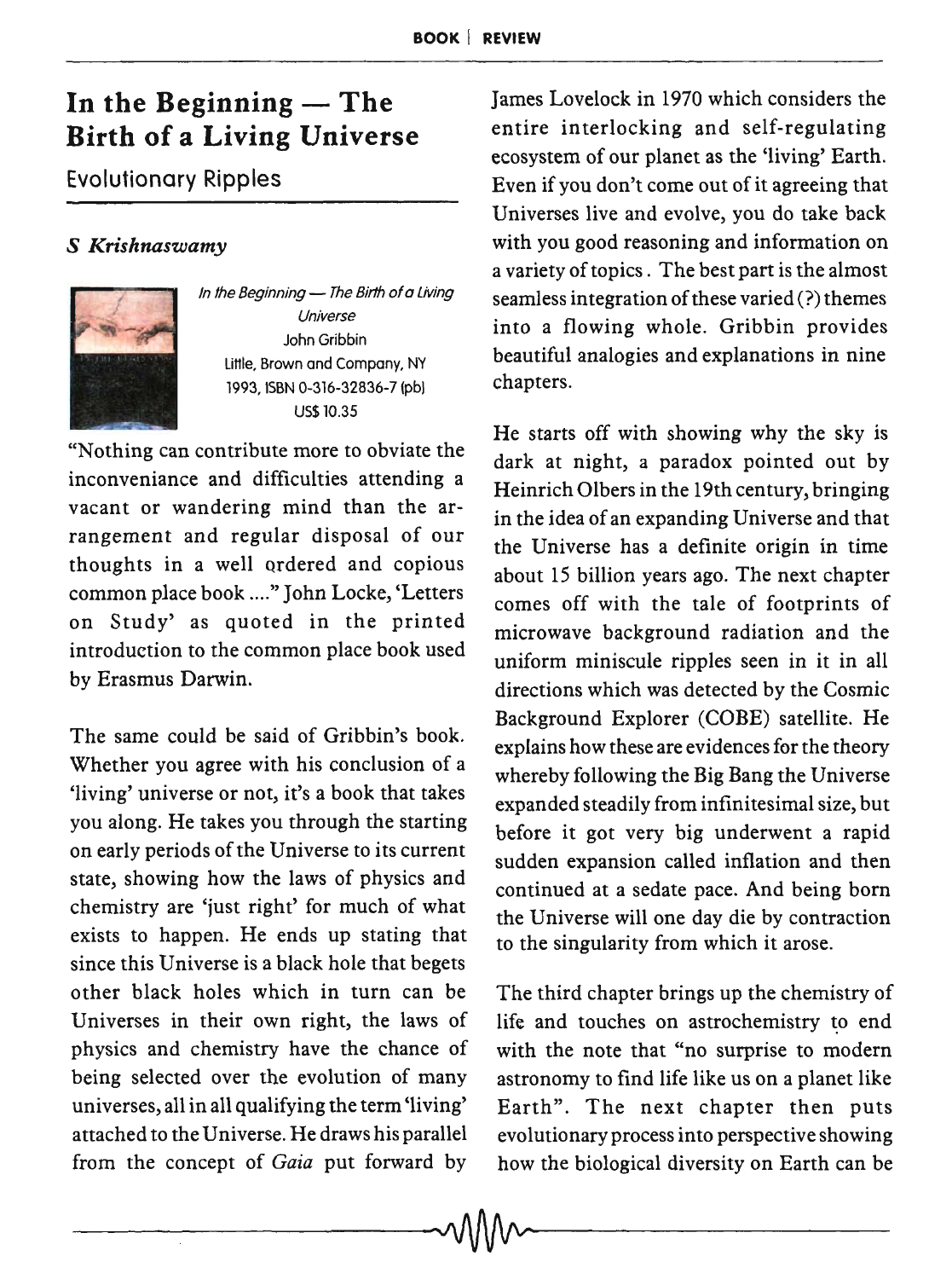# In the Beginning — The Birth of a Living Universe

## Evolutionary Ripples

***S Krishnaswamy***

*In the Beginning — The Birth of a Living Universe*
John Gribbin
Little, Brown and Company, NY
1993, ISBN 0-316-32836-7 (pb)
US$ 10.35

"Nothing can contribute more to obviate the inconveniance and difficulties attending a vacant or wandering mind than the arrangement and regular disposal of our thoughts in a well ordered and copious common place book ...." John Locke, 'Letters on Study' as quoted in the printed introduction to the common place book used by Erasmus Darwin.

The same could be said of Gribbin's book. Whether you agree with his conclusion of a 'living' universe or not, it's a book that takes you along. He takes you through the starting on early periods of the Universe to its current state, showing how the laws of physics and chemistry are 'just right' for much of what exists to happen. He ends up stating that since this Universe is a black hole that begets other black holes which in turn can be Universes in their own right, the laws of physics and chemistry have the chance of being selected over the evolution of many universes, all in all qualifying the term 'living' attached to the Universe. He draws his parallel from the concept of *Gaia* put forward by James Lovelock in 1970 which considers the entire interlocking and self-regulating ecosystem of our planet as the 'living' Earth. Even if you don't come out of it agreeing that Universes live and evolve, you do take back with you good reasoning and information on a variety of topics. The best part is the almost seamless integration of these varied (?) themes into a flowing whole. Gribbin provides beautiful analogies and explanations in nine chapters.

He starts off with showing why the sky is dark at night, a paradox pointed out by Heinrich Olbers in the 19th century, bringing in the idea of an expanding Universe and that the Universe has a definite origin in time about 15 billion years ago. The next chapter comes off with the tale of footprints of microwave background radiation and the uniform miniscule ripples seen in it in all directions which was detected by the Cosmic Background Explorer (COBE) satellite. He explains how these are evidences for the theory whereby following the Big Bang the Universe expanded steadily from infinitesimal size, but before it got very big underwent a rapid sudden expansion called inflation and then continued at a sedate pace. And being born the Universe will one day die by contraction to the singularity from which it arose.

The third chapter brings up the chemistry of life and touches on astrochemistry to end with the note that "no surprise to modern astronomy to find life like us on a planet like Earth". The next chapter then puts evolutionary process into perspective showing how the biological diversity on Earth can be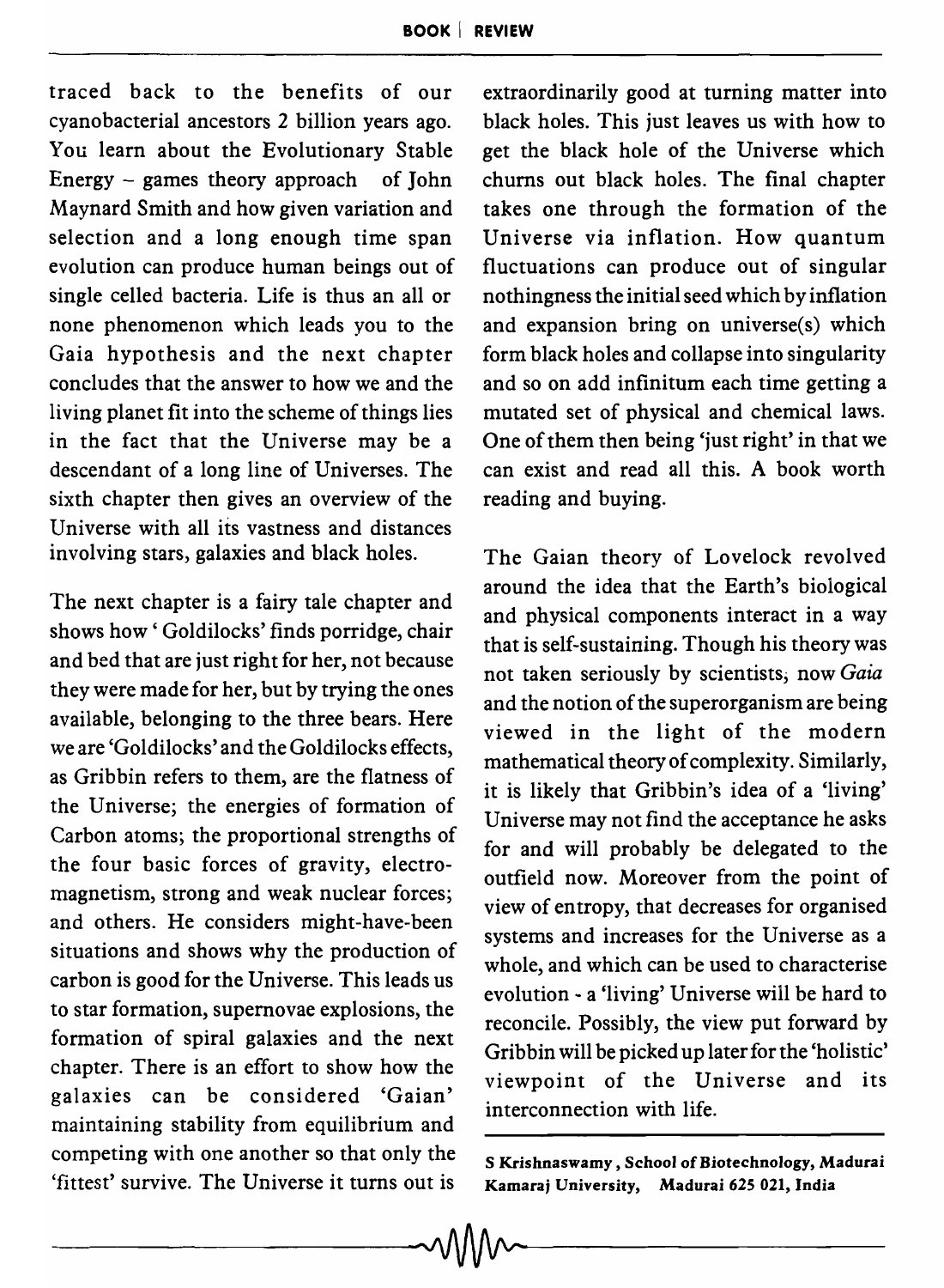traced back to the benefits of our cyanobacterial ancestors 2 billion years ago. You learn about the Evolutionary Stable Energy – games theory approach of John Maynard Smith and how given variation and selection and a long enough time span evolution can produce human beings out of single celled bacteria. Life is thus an all or none phenomenon which leads you to the Gaia hypothesis and the next chapter concludes that the answer to how we and the living planet fit into the scheme of things lies in the fact that the Universe may be a descendant of a long line of Universes. The sixth chapter then gives an overview of the Universe with all its vastness and distances involving stars, galaxies and black holes.

The next chapter is a fairy tale chapter and shows how ' Goldilocks' finds porridge, chair and bed that are just right for her, not because they were made for her, but by trying the ones available, belonging to the three bears. Here we are 'Goldilocks' and the Goldilocks effects, as Gribbin refers to them, are the flatness of the Universe; the energies of formation of Carbon atoms; the proportional strengths of the four basic forces of gravity, electromagnetism, strong and weak nuclear forces; and others. He considers might-have-been situations and shows why the production of carbon is good for the Universe. This leads us to star formation, supernovae explosions, the formation of spiral galaxies and the next chapter. There is an effort to show how the galaxies can be considered 'Gaian' maintaining stability from equilibrium and competing with one another so that only the 'fittest' survive. The Universe it turns out is extraordinarily good at turning matter into black holes. This just leaves us with how to get the black hole of the Universe which churns out black holes. The final chapter takes one through the formation of the Universe via inflation. How quantum fluctuations can produce out of singular nothingness the initial seed which by inflation and expansion bring on universe(s) which form black holes and collapse into singularity and so on add infinitum each time getting a mutated set of physical and chemical laws. One of them then being 'just right' in that we can exist and read all this. A book worth reading and buying.

The Gaian theory of Lovelock revolved around the idea that the Earth's biological and physical components interact in a way that is self-sustaining. Though his theory was not taken seriously by scientists, now *Gaia* and the notion of the superorganism are being viewed in the light of the modern mathematical theory of complexity. Similarly, it is likely that Gribbin's idea of a 'living' Universe may not find the acceptance he asks for and will probably be delegated to the outfield now. Moreover from the point of view of entropy, that decreases for organised systems and increases for the Universe as a whole, and which can be used to characterise evolution - a 'living' Universe will be hard to reconcile. Possibly, the view put forward by Gribbin will be picked up later for the 'holistic' viewpoint of the Universe and its interconnection with life.

**S Krishnaswamy, School of Biotechnology, Madurai Kamaraj University, Madurai 625 021, India**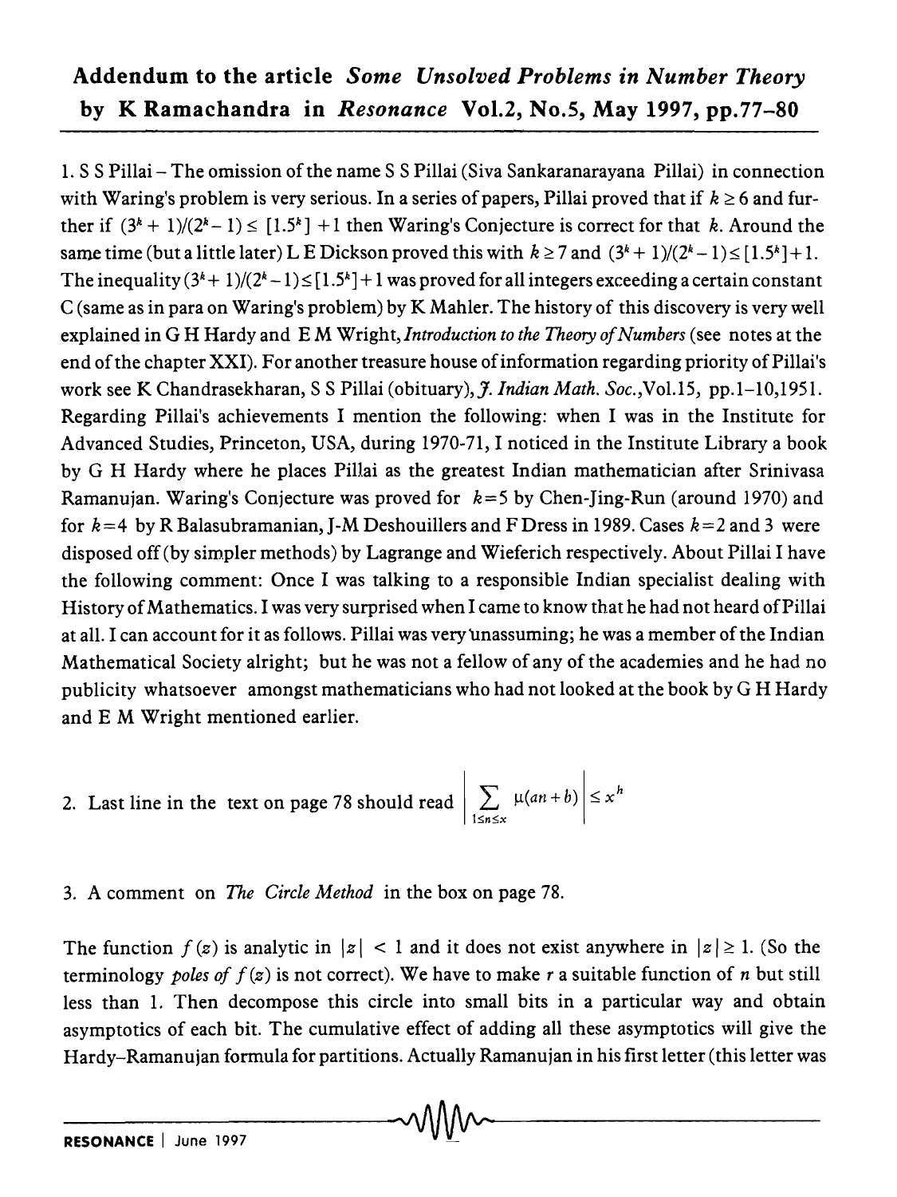## Addendum to the article *Some Unsolved Problems in Number Theory* by K Ramachandra in *Resonance* Vol.2, No.5, May 1997, pp.77–80

1. S S Pillai – The omission of the name S S Pillai (Siva Sankaranarayana Pillai) in connection with Waring's problem is very serious. In a series of papers, Pillai proved that if $k \geq 6$ and further if $(3^k + 1)/(2^k - 1) \leq [1.5^k] + 1$ then Waring's Conjecture is correct for that $k$. Around the same time (but a little later) L E Dickson proved this with $k \geq 7$ and $(3^k + 1)/(2^k - 1) \leq [1.5^k] + 1$. The inequality $(3^k + 1)/(2^k - 1) \leq [1.5^k] + 1$ was proved for all integers exceeding a certain constant C (same as in para on Waring's problem) by K Mahler. The history of this discovery is very well explained in G H Hardy and E M Wright, *Introduction to the Theory of Numbers* (see notes at the end of the chapter XXI). For another treasure house of information regarding priority of Pillai's work see K Chandrasekharan, S S Pillai (obituary), *J. Indian Math. Soc.*, Vol.15, pp.1–10, 1951. Regarding Pillai's achievements I mention the following: when I was in the Institute for Advanced Studies, Princeton, USA, during 1970-71, I noticed in the Institute Library a book by G H Hardy where he places Pillai as the greatest Indian mathematician after Srinivasa Ramanujan. Waring's Conjecture was proved for $k = 5$ by Chen-Jing-Run (around 1970) and for $k = 4$ by R Balasubramanian, J-M Deshouillers and F Dress in 1989. Cases $k = 2$ and 3 were disposed off (by simpler methods) by Lagrange and Wieferich respectively. About Pillai I have the following comment: Once I was talking to a responsible Indian specialist dealing with History of Mathematics. I was very surprised when I came to know that he had not heard of Pillai at all. I can account for it as follows. Pillai was very unassuming; he was a member of the Indian Mathematical Society alright; but he was not a fellow of any of the academies and he had no publicity whatsoever amongst mathematicians who had not looked at the book by G H Hardy and E M Wright mentioned earlier.

2. Last line in the text on page 78 should read $\left| \sum_{1 \leq n \leq x} \mu(an + b) \right| \leq x^h$

3. A comment on *The Circle Method* in the box on page 78.

The function $f(z)$ is analytic in $|z| < 1$ and it does not exist anywhere in $|z| \geq 1$. (So the terminology *poles of* $f(z)$ is not correct). We have to make $r$ a suitable function of $n$ but still less than 1. Then decompose this circle into small bits in a particular way and obtain asymptotics of each bit. The cumulative effect of adding all these asymptotics will give the Hardy–Ramanujan formula for partitions. Actually Ramanujan in his first letter (this letter was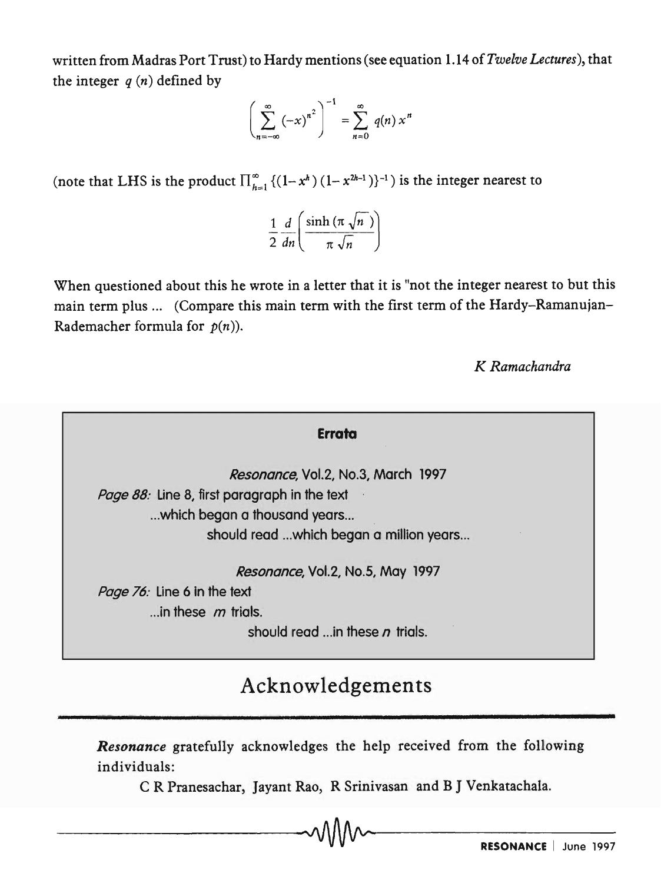written from Madras Port Trust) to Hardy mentions (see equation 1.14 of *Twelve Lectures*), that the integer $q(n)$ defined by

$$\left( \sum_{n=-\infty}^{\infty} (-x)^{n^2} \right)^{-1} = \sum_{n=0}^{\infty} q(n)\, x^n$$

(note that LHS is the product $\prod_{h=1}^{\infty} \{(1-x^h)(1-x^{2h-1})\}^{-1}$) is the integer nearest to

$$\frac{1}{2} \frac{d}{dn} \left( \frac{\sinh (\pi \sqrt{n}\,)}{\pi \sqrt{n}} \right)$$

When questioned about this he wrote in a letter that it is "not the integer nearest to but this main term plus ... (Compare this main term with the first term of the Hardy–Ramanujan–Rademacher formula for $p(n)$).

*K Ramachandra*

**Errata**

*Resonance*, Vol.2, No.3, March 1997

*Page 88:* Line 8, first paragraph in the text

...which began a thousand years...

should read ...which began a million years...

*Resonance*, Vol.2, No.5, May 1997

*Page 76:* Line 6 in the text

...in these $m$ trials.

should read ...in these $n$ trials.

# Acknowledgements

***Resonance*** gratefully acknowledges the help received from the following individuals:

C R Pranesachar, Jayant Rao, R Srinivasan and B J Venkatachala.